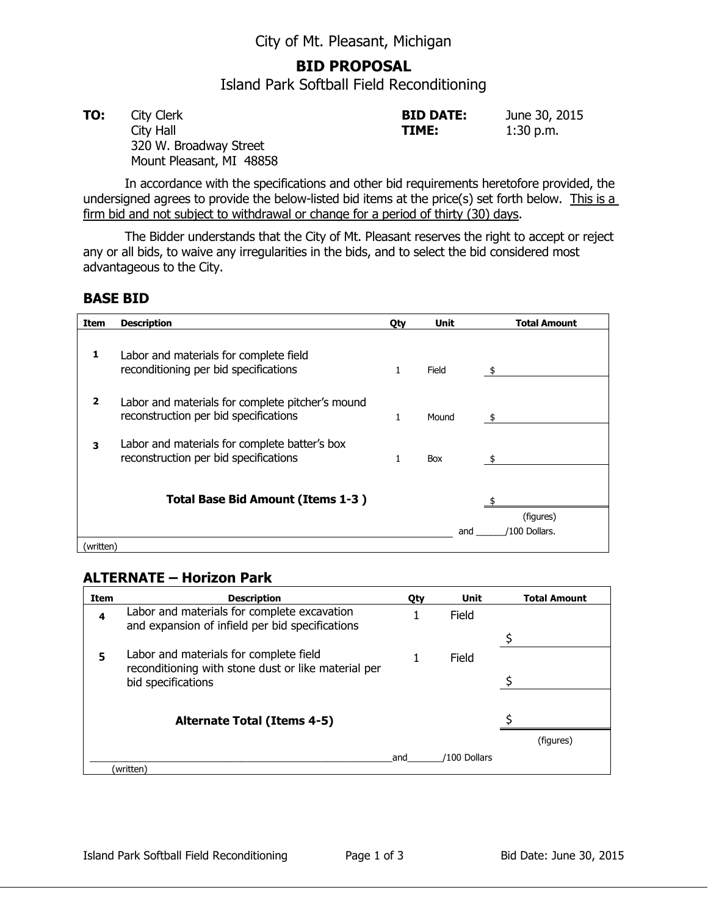City of Mt. Pleasant, Michigan

# BID PROPOSAL

## Island Park Softball Field Reconditioning

**TO:** City Clerk
City Hall
320 W. Broadway Street
Mount Pleasant, MI 48858

**BID DATE:** June 30, 2015
**TIME:** 1:30 p.m.

In accordance with the specifications and other bid requirements heretofore provided, the undersigned agrees to provide the below-listed bid items at the price(s) set forth below. <u>This is a firm bid and not subject to withdrawal or change for a period of thirty (30) days</u>.

The Bidder understands that the City of Mt. Pleasant reserves the right to accept or reject any or all bids, to waive any irregularities in the bids, and to select the bid considered most advantageous to the City.

### BASE BID

| Item | Description | Qty | Unit | Total Amount |
|---|---|---|---|---|
| 1 | Labor and materials for complete field reconditioning per bid specifications | 1 | Field | $ |
| 2 | Labor and materials for complete pitcher's mound reconstruction per bid specifications | 1 | Mound | $ |
| 3 | Labor and materials for complete batter's box reconstruction per bid specifications | 1 | Box | $ |
| | **Total Base Bid Amount (Items 1-3 )** | | | $ (figures) |
| | ______________________________ (written) | | | and ______/100 Dollars. |

### ALTERNATE – Horizon Park

| Item | Description | Qty | Unit | Total Amount |
|---|---|---|---|---|
| 4 | Labor and materials for complete excavation and expansion of infield per bid specifications | 1 | Field | $ |
| 5 | Labor and materials for complete field reconditioning with stone dust or like material per bid specifications | 1 | Field | $ |
| | **Alternate Total (Items 4-5)** | | | $ (figures) |
| | ______________________________ (written) | | | and_______/100 Dollars |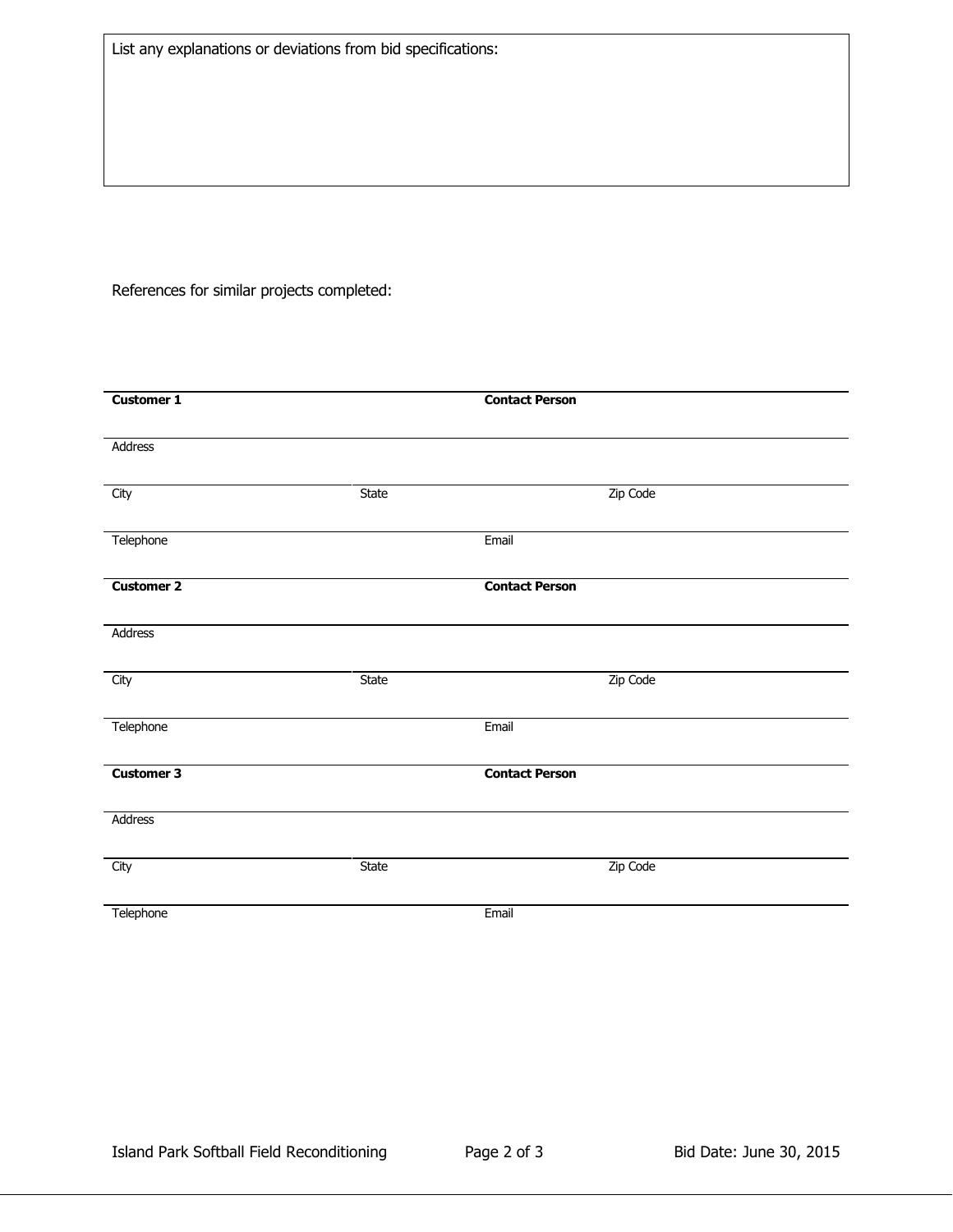List any explanations or deviations from bid specifications:

References for similar projects completed:

| **Customer 1** | | **Contact Person** |
|---|---|---|
| Address | | |
| City | State | Zip Code |
| Telephone | | Email |
| **Customer 2** | | **Contact Person** |
| Address | | |
| City | State | Zip Code |
| Telephone | | Email |
| **Customer 3** | | **Contact Person** |
| Address | | |
| City | State | Zip Code |
| Telephone | | Email |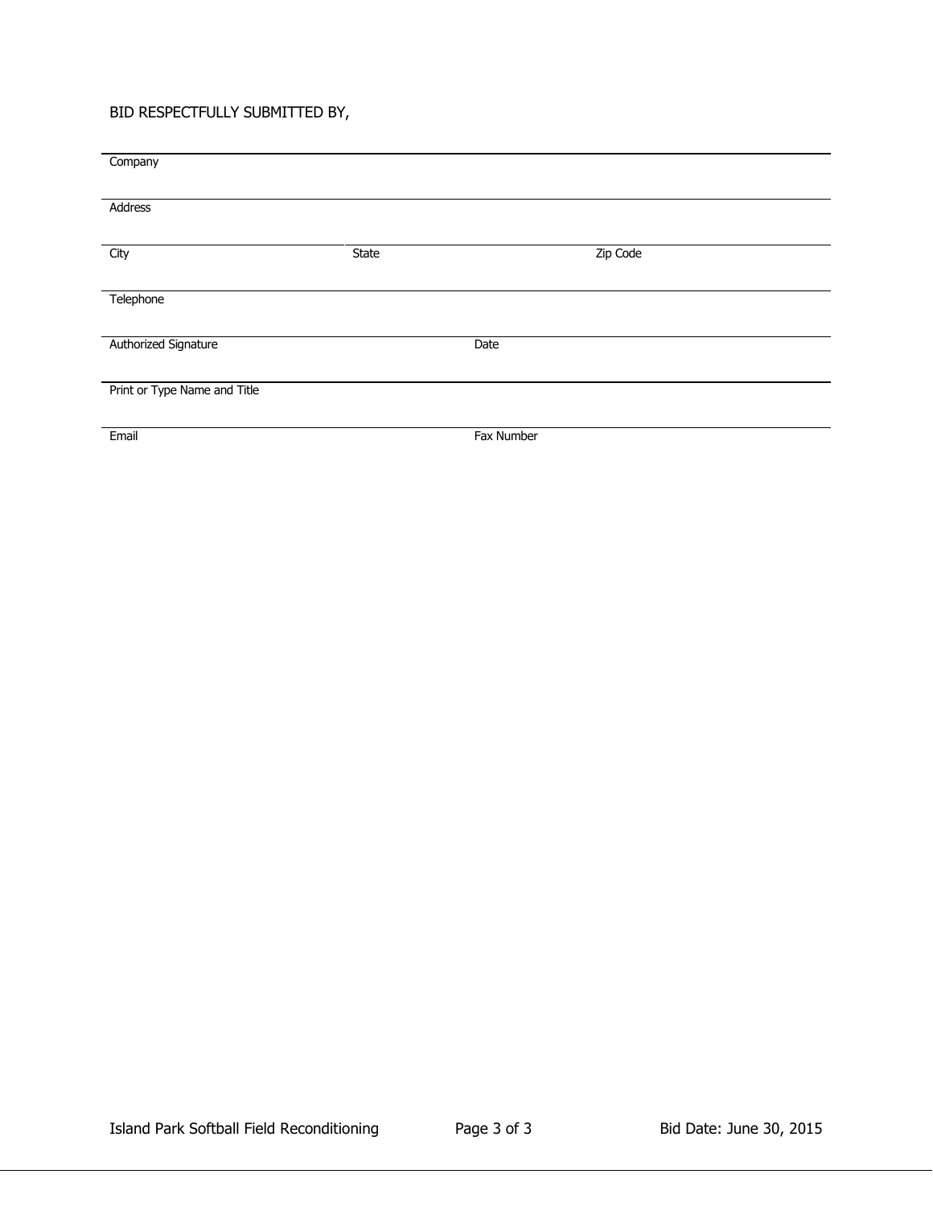BID RESPECTFULLY SUBMITTED BY,

| | | |
|---|---|---|
| Company | | |
| Address | | |
| City | State | Zip Code |
| Telephone | | |
| Authorized Signature | Date | |
| Print or Type Name and Title | | |
| Email | Fax Number | |